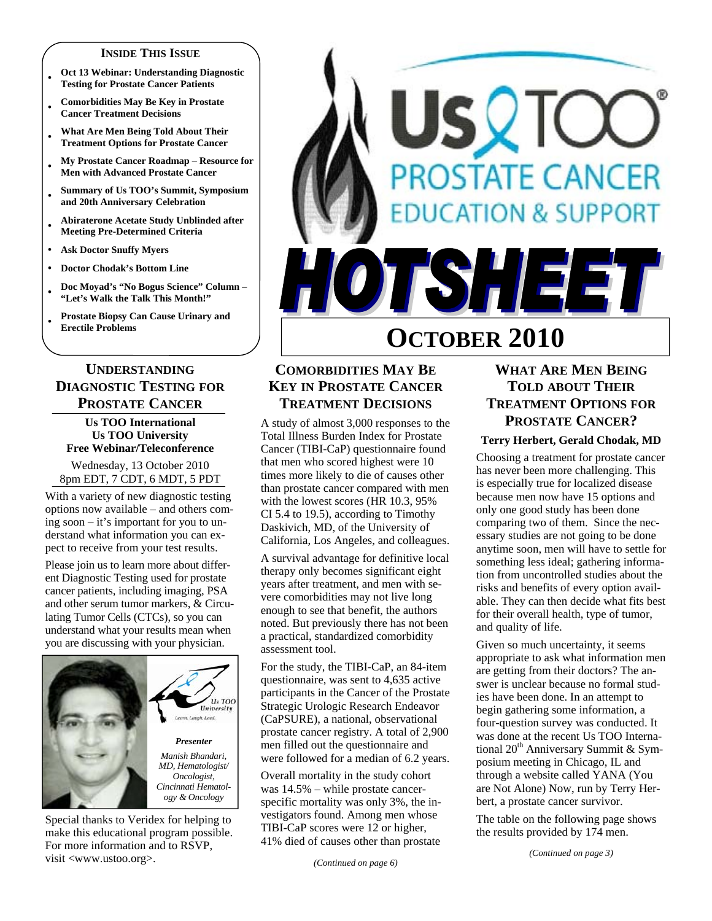**INSIDE THIS ISSUE**

- **Oct 13 Webinar: Understanding Diagnostic Testing for Prostate Cancer Patients**
- **Comorbidities May Be Key in Prostate Cancer Treatment Decisions**
- **What Are Men Being Told About Their Treatment Options for Prostate Cancer**
- **My Prostate Cancer Roadmap – Resource for Men with Advanced Prostate Cancer**
- **Summary of Us TOO's Summit, Symposium and 20th Anniversary Celebration**
- **Abiraterone Acetate Study Unblinded after Meeting Pre-Determined Criteria**
- **Ask Doctor Snuffy Myers**
- **Doctor Chodak's Bottom Line**
- **Doc Moyad's "No Bogus Science" Column – "Let's Walk the Talk This Month!"**
- **Prostate Biopsy Can Cause Urinary and Erectile Problems**

# Us TOO PROSTATE CANCER EDUCATION & SUPPORT

# HOTSHEET

# OCTOBER 2010

## UNDERSTANDING DIAGNOSTIC TESTING FOR PROSTATE CANCER

**Us TOO International**
**Us TOO University**
**Free Webinar/Teleconference**

Wednesday, 13 October 2010
8pm EDT, 7 CDT, 6 MDT, 5 PDT

With a variety of new diagnostic testing options now available – and others coming soon – it's important for you to understand what information you can expect to receive from your test results.

Please join us to learn more about different Diagnostic Testing used for prostate cancer patients, including imaging, PSA and other serum tumor markers, & Circulating Tumor Cells (CTCs), so you can understand what your results mean when you are discussing with your physician.

Us TOO University
Learn. Laugh. Lead.

***Presenter***

*Manish Bhandari, MD, Hematologist/ Oncologist, Cincinnati Hematology & Oncology*

Special thanks to Veridex for helping to make this educational program possible. For more information and to RSVP, visit <www.ustoo.org>.

## COMORBIDITIES MAY BE KEY IN PROSTATE CANCER TREATMENT DECISIONS

A study of almost 3,000 responses to the Total Illness Burden Index for Prostate Cancer (TIBI-CaP) questionnaire found that men who scored highest were 10 times more likely to die of causes other than prostate cancer compared with men with the lowest scores (HR 10.3, 95% CI 5.4 to 19.5), according to Timothy Daskivich, MD, of the University of California, Los Angeles, and colleagues.

A survival advantage for definitive local therapy only becomes significant eight years after treatment, and men with severe comorbidities may not live long enough to see that benefit, the authors noted. But previously there has not been a practical, standardized comorbidity assessment tool.

For the study, the TIBI-CaP, an 84-item questionnaire, was sent to 4,635 active participants in the Cancer of the Prostate Strategic Urologic Research Endeavor (CaPSURE), a national, observational prostate cancer registry. A total of 2,900 men filled out the questionnaire and were followed for a median of 6.2 years.

Overall mortality in the study cohort was 14.5% – while prostate cancer-specific mortality was only 3%, the investigators found. Among men whose TIBI-CaP scores were 12 or higher, 41% died of causes other than prostate

*(Continued on page 6)*

## WHAT ARE MEN BEING TOLD ABOUT THEIR TREATMENT OPTIONS FOR PROSTATE CANCER?

**Terry Herbert, Gerald Chodak, MD**

Choosing a treatment for prostate cancer has never been more challenging. This is especially true for localized disease because men now have 15 options and only one good study has been done comparing two of them. Since the necessary studies are not going to be done anytime soon, men will have to settle for something less ideal; gathering information from uncontrolled studies about the risks and benefits of every option available. They can then decide what fits best for their overall health, type of tumor, and quality of life.

Given so much uncertainty, it seems appropriate to ask what information men are getting from their doctors? The answer is unclear because no formal studies have been done. In an attempt to begin gathering some information, a four-question survey was conducted. It was done at the recent Us TOO International 20th Anniversary Summit & Symposium meeting in Chicago, IL and through a website called YANA (You are Not Alone) Now, run by Terry Herbert, a prostate cancer survivor.

The table on the following page shows the results provided by 174 men.

*(Continued on page 3)*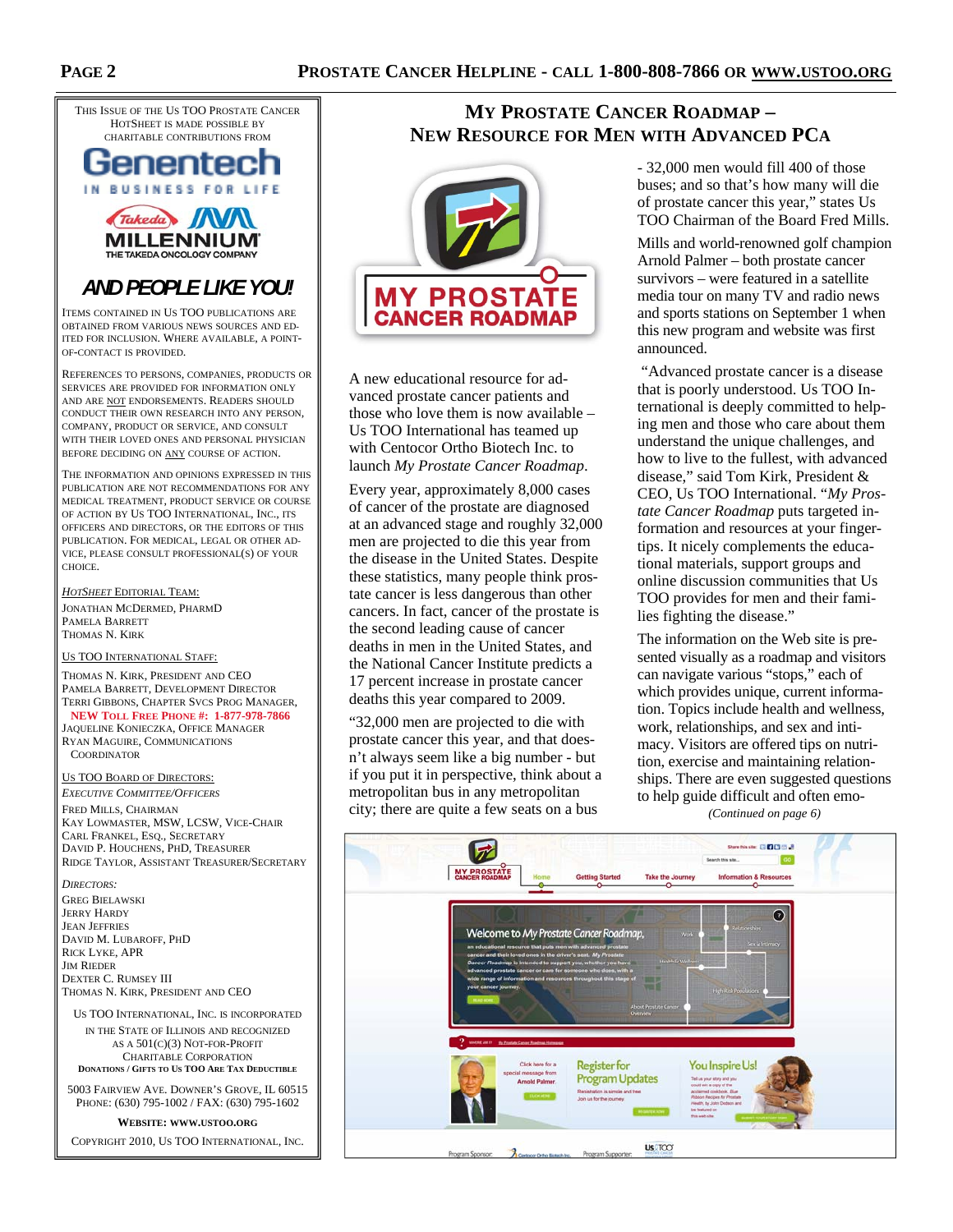THIS ISSUE OF THE US TOO PROSTATE CANCER HOTSHEET IS MADE POSSIBLE BY CHARITABLE CONTRIBUTIONS FROM

Genentech
IN BUSINESS FOR LIFE

Takeda MILLENNIUM
THE TAKEDA ONCOLOGY COMPANY

***AND PEOPLE LIKE YOU!***

ITEMS CONTAINED IN US TOO PUBLICATIONS ARE OBTAINED FROM VARIOUS NEWS SOURCES AND EDITED FOR INCLUSION. WHERE AVAILABLE, A POINT-OF-CONTACT IS PROVIDED.

REFERENCES TO PERSONS, COMPANIES, PRODUCTS OR SERVICES ARE PROVIDED FOR INFORMATION ONLY AND ARE NOT ENDORSEMENTS. READERS SHOULD CONDUCT THEIR OWN RESEARCH INTO ANY PERSON, COMPANY, PRODUCT OR SERVICE, AND CONSULT WITH THEIR LOVED ONES AND PERSONAL PHYSICIAN BEFORE DECIDING ON ANY COURSE OF ACTION.

THE INFORMATION AND OPINIONS EXPRESSED IN THIS PUBLICATION ARE NOT RECOMMENDATIONS FOR ANY MEDICAL TREATMENT, PRODUCT SERVICE OR COURSE OF ACTION BY US TOO INTERNATIONAL, INC., ITS OFFICERS AND DIRECTORS, OR THE EDITORS OF THIS PUBLICATION. FOR MEDICAL, LEGAL OR OTHER ADVICE, PLEASE CONSULT PROFESSIONAL(S) OF YOUR CHOICE.

*HOTSHEET* EDITORIAL TEAM:
JONATHAN MCDERMED, PHARMD
PAMELA BARRETT
THOMAS N. KIRK

US TOO INTERNATIONAL STAFF:
THOMAS N. KIRK, PRESIDENT AND CEO
PAMELA BARRETT, DEVELOPMENT DIRECTOR
TERRI GIBBONS, CHAPTER SVCS PROG MANAGER,
**NEW TOLL FREE PHONE #: 1-877-978-7866**
JAQUELINE KONIECZKA, OFFICE MANAGER
RYAN MAGUIRE, COMMUNICATIONS COORDINATOR

US TOO BOARD OF DIRECTORS:
*EXECUTIVE COMMITTEE/OFFICERS*
FRED MILLS, CHAIRMAN
KAY LOWMASTER, MSW, LCSW, VICE-CHAIR
CARL FRANKEL, ESQ., SECRETARY
DAVID P. HOUCHENS, PHD, TREASURER
RIDGE TAYLOR, ASSISTANT TREASURER/SECRETARY

*DIRECTORS:*
GREG BIELAWSKI
JERRY HARDY
JEAN JEFFRIES
DAVID M. LUBAROFF, PHD
RICK LYKE, APR
JIM RIEDER
DEXTER C. RUMSEY III
THOMAS N. KIRK, PRESIDENT AND CEO

US TOO INTERNATIONAL, INC. IS INCORPORATED IN THE STATE OF ILLINOIS AND RECOGNIZED AS A 501(C)(3) NOT-FOR-PROFIT CHARITABLE CORPORATION
**DONATIONS / GIFTS TO US TOO ARE TAX DEDUCTIBLE**

5003 FAIRVIEW AVE. DOWNER'S GROVE, IL 60515
PHONE: (630) 795-1002 / FAX: (630) 795-1602

**WEBSITE: WWW.USTOO.ORG**

COPYRIGHT 2010, US TOO INTERNATIONAL, INC.

## MY PROSTATE CANCER ROADMAP – NEW RESOURCE FOR MEN WITH ADVANCED PCA

A new educational resource for advanced prostate cancer patients and those who love them is now available – Us TOO International has teamed up with Centocor Ortho Biotech Inc. to launch *My Prostate Cancer Roadmap*.

Every year, approximately 8,000 cases of cancer of the prostate are diagnosed at an advanced stage and roughly 32,000 men are projected to die this year from the disease in the United States. Despite these statistics, many people think prostate cancer is less dangerous than other cancers. In fact, cancer of the prostate is the second leading cause of cancer deaths in men in the United States, and the National Cancer Institute predicts a 17 percent increase in prostate cancer deaths this year compared to 2009.

"32,000 men are projected to die with prostate cancer this year, and that doesn't always seem like a big number - but if you put it in perspective, think about a metropolitan bus in any metropolitan city; there are quite a few seats on a bus - 32,000 men would fill 400 of those buses; and so that's how many will die of prostate cancer this year," states Us TOO Chairman of the Board Fred Mills.

Mills and world-renowned golf champion Arnold Palmer – both prostate cancer survivors – were featured in a satellite media tour on many TV and radio news and sports stations on September 1 when this new program and website was first announced.

"Advanced prostate cancer is a disease that is poorly understood. Us TOO International is deeply committed to helping men and those who care about them understand the unique challenges, and how to live to the fullest, with advanced disease," said Tom Kirk, President & CEO, Us TOO International. "*My Prostate Cancer Roadmap* puts targeted information and resources at your fingertips. It nicely complements the educational materials, support groups and online discussion communities that Us TOO provides for men and their families fighting the disease."

The information on the Web site is presented visually as a roadmap and visitors can navigate various "stops," each of which provides unique, current information. Topics include health and wellness, work, relationships, and sex and intimacy. Visitors are offered tips on nutrition, exercise and maintaining relationships. There are even suggested questions to help guide difficult and often emo-

*(Continued on page 6)*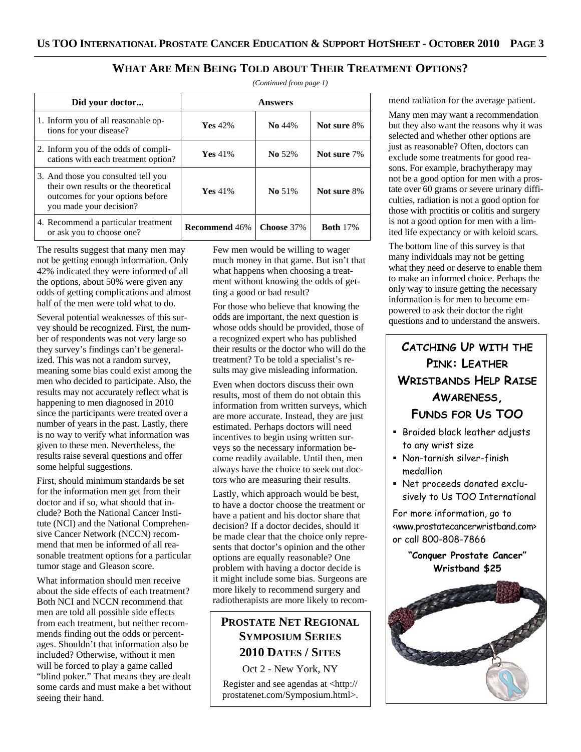## What Are Men Being Told about Their Treatment Options?

*(Continued from page 1)*

| Did your doctor... | Answers | | |
|---|---|---|---|
| 1. Inform you of all reasonable options for your disease? | **Yes** 42% | **No** 44% | **Not sure** 8% |
| 2. Inform you of the odds of complications with each treatment option? | **Yes** 41% | **No** 52% | **Not sure** 7% |
| 3. And those you consulted tell you their own results or the theoretical outcomes for your options before you made your decision? | **Yes** 41% | **No** 51% | **Not sure** 8% |
| 4. Recommend a particular treatment or ask you to choose one? | **Recommend** 46% | **Choose** 37% | **Both** 17% |

The results suggest that many men may not be getting enough information. Only 42% indicated they were informed of all the options, about 50% were given any odds of getting complications and almost half of the men were told what to do.

Several potential weaknesses of this survey should be recognized. First, the number of respondents was not very large so they survey's findings can't be generalized. This was not a random survey, meaning some bias could exist among the men who decided to participate. Also, the results may not accurately reflect what is happening to men diagnosed in 2010 since the participants were treated over a number of years in the past. Lastly, there is no way to verify what information was given to these men. Nevertheless, the results raise several questions and offer some helpful suggestions.

First, should minimum standards be set for the information men get from their doctor and if so, what should that include? Both the National Cancer Institute (NCI) and the National Comprehensive Cancer Network (NCCN) recommend that men be informed of all reasonable treatment options for a particular tumor stage and Gleason score.

What information should men receive about the side effects of each treatment? Both NCI and NCCN recommend that men are told all possible side effects from each treatment, but neither recommends finding out the odds or percentages. Shouldn't that information also be included? Otherwise, without it men will be forced to play a game called "blind poker." That means they are dealt some cards and must make a bet without seeing their hand.

Few men would be willing to wager much money in that game. But isn't that what happens when choosing a treatment without knowing the odds of getting a good or bad result?

For those who believe that knowing the odds are important, the next question is whose odds should be provided, those of a recognized expert who has published their results or the doctor who will do the treatment? To be told a specialist's results may give misleading information.

Even when doctors discuss their own results, most of them do not obtain this information from written surveys, which are more accurate. Instead, they are just estimated. Perhaps doctors will need incentives to begin using written surveys so the necessary information become readily available. Until then, men always have the choice to seek out doctors who are measuring their results.

Lastly, which approach would be best, to have a doctor choose the treatment or have a patient and his doctor share that decision? If a doctor decides, should it be made clear that the choice only represents that doctor's opinion and the other options are equally reasonable? One problem with having a doctor decide is it might include some bias. Surgeons are more likely to recommend surgery and radiotherapists are more likely to recommend radiation for the average patient.

Many men may want a recommendation but they also want the reasons why it was selected and whether other options are just as reasonable? Often, doctors can exclude some treatments for good reasons. For example, brachytherapy may not be a good option for men with a prostate over 60 grams or severe urinary difficulties, radiation is not a good option for those with proctitis or colitis and surgery is not a good option for men with a limited life expectancy or with keloid scars.

The bottom line of this survey is that many individuals may not be getting what they need or deserve to enable them to make an informed choice. Perhaps the only way to insure getting the necessary information is for men to become empowered to ask their doctor the right questions and to understand the answers.

### Prostate Net Regional Symposium Series 2010 Dates / Sites

Oct 2 - New York, NY

Register and see agendas at <http://prostatenet.com/Symposium.html>.

### Catching Up with the Pink: Leather Wristbands Help Raise Awareness, Funds for Us TOO

- Braided black leather adjusts to any wrist size
- Non-tarnish silver-finish medallion
- Net proceeds donated exclusively to Us TOO International

For more information, go to <www.prostatecancerwristband.com> or call 800-808-7866

**"Conquer Prostate Cancer" Wristband $25**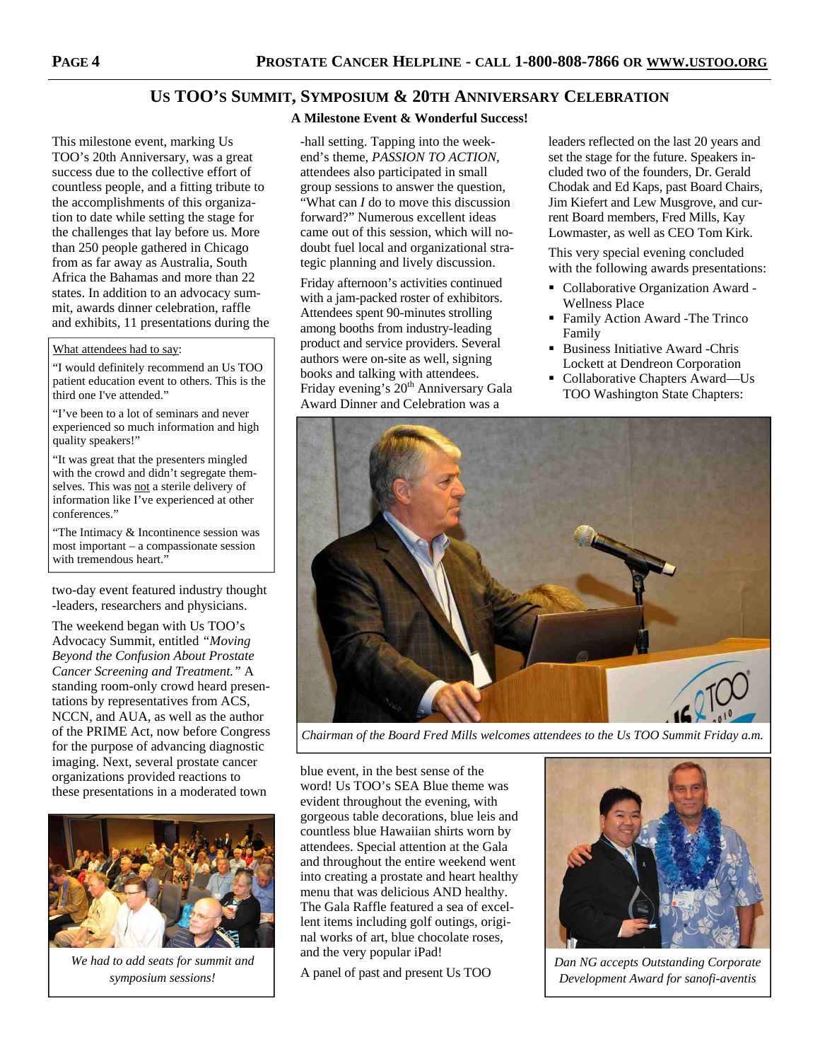## US TOO'S SUMMIT, SYMPOSIUM & 20TH ANNIVERSARY CELEBRATION

**A Milestone Event & Wonderful Success!**

This milestone event, marking Us TOO's 20th Anniversary, was a great success due to the collective effort of countless people, and a fitting tribute to the accomplishments of this organization to date while setting the stage for the challenges that lay before us. More than 250 people gathered in Chicago from as far away as Australia, South Africa the Bahamas and more than 22 states. In addition to an advocacy summit, awards dinner celebration, raffle and exhibits, 11 presentations during the two-day event featured industry thought-leaders, researchers and physicians.

> What attendees had to say:
>
> "I would definitely recommend an Us TOO patient education event to others. This is the third one I've attended."
>
> "I've been to a lot of seminars and never experienced so much information and high quality speakers!"
>
> "It was great that the presenters mingled with the crowd and didn't segregate themselves. This was not a sterile delivery of information like I've experienced at other conferences."
>
> "The Intimacy & Incontinence session was most important – a compassionate session with tremendous heart."

The weekend began with Us TOO's Advocacy Summit, entitled *"Moving Beyond the Confusion About Prostate Cancer Screening and Treatment."* A standing room-only crowd heard presentations by representatives from ACS, NCCN, and AUA, as well as the author of the PRIME Act, now before Congress for the purpose of advancing diagnostic imaging. Next, several prostate cancer organizations provided reactions to these presentations in a moderated town-hall setting. Tapping into the weekend's theme, *PASSION TO ACTION*, attendees also participated in small group sessions to answer the question, "What can *I* do to move this discussion forward?" Numerous excellent ideas came out of this session, which will no-doubt fuel local and organizational strategic planning and lively discussion.

*We had to add seats for summit and symposium sessions!*

Friday afternoon's activities continued with a jam-packed roster of exhibitors. Attendees spent 90-minutes strolling among booths from industry-leading product and service providers. Several authors were on-site as well, signing books and talking with attendees. Friday evening's 20th Anniversary Gala Award Dinner and Celebration was a blue event, in the best sense of the word! Us TOO's SEA Blue theme was evident throughout the evening, with gorgeous table decorations, blue leis and countless blue Hawaiian shirts worn by attendees. Special attention at the Gala and throughout the entire weekend went into creating a prostate and heart healthy menu that was delicious AND healthy. The Gala Raffle featured a sea of excellent items including golf outings, original works of art, blue chocolate roses, and the very popular iPad!

A panel of past and present Us TOO leaders reflected on the last 20 years and set the stage for the future. Speakers included two of the founders, Dr. Gerald Chodak and Ed Kaps, past Board Chairs, Jim Kiefert and Lew Musgrove, and current Board members, Fred Mills, Kay Lowmaster, as well as CEO Tom Kirk.

This very special evening concluded with the following awards presentations:

- Collaborative Organization Award - Wellness Place
- Family Action Award -The Trinco Family
- Business Initiative Award -Chris Lockett at Dendreon Corporation
- Collaborative Chapters Award—Us TOO Washington State Chapters:

*Chairman of the Board Fred Mills welcomes attendees to the Us TOO Summit Friday a.m.*

*Dan NG accepts Outstanding Corporate Development Award for sanofi-aventis*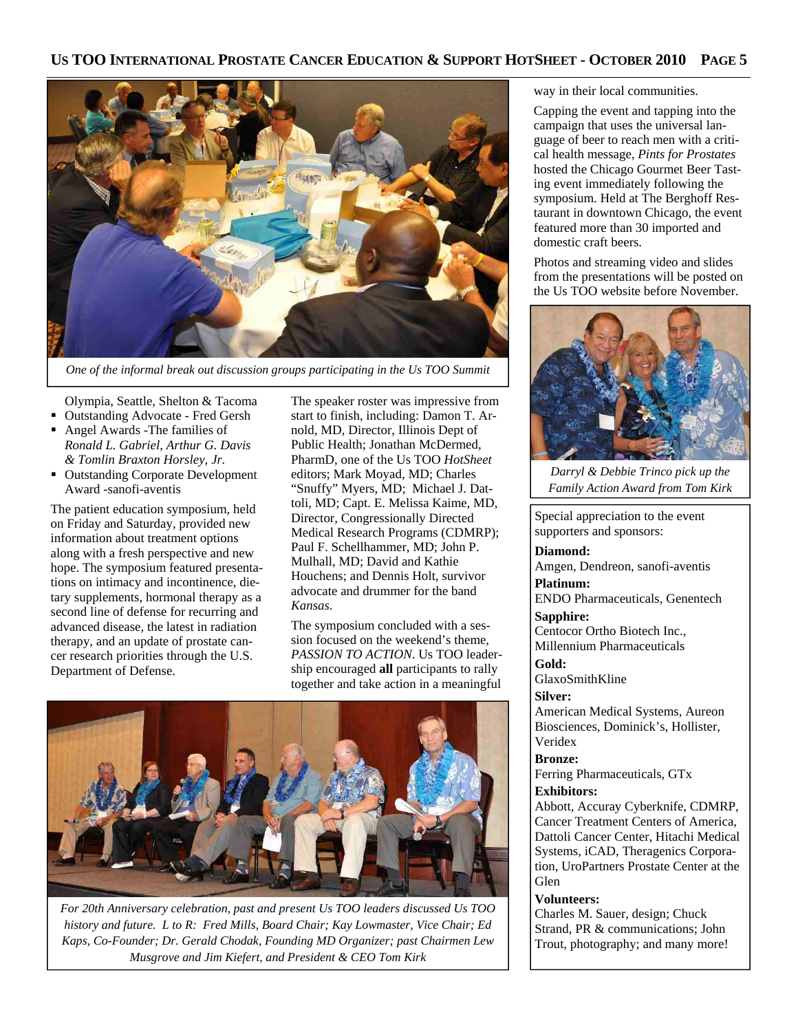*One of the informal break out discussion groups participating in the Us TOO Summit*

Olympia, Seattle, Shelton & Tacoma

- Outstanding Advocate - Fred Gersh
- Angel Awards -The families of *Ronald L. Gabriel, Arthur G. Davis & Tomlin Braxton Horsley, Jr.*
- Outstanding Corporate Development Award -sanofi-aventis

The patient education symposium, held on Friday and Saturday, provided new information about treatment options along with a fresh perspective and new hope. The symposium featured presentations on intimacy and incontinence, dietary supplements, hormonal therapy as a second line of defense for recurring and advanced disease, the latest in radiation therapy, and an update of prostate cancer research priorities through the U.S. Department of Defense.

The speaker roster was impressive from start to finish, including: Damon T. Arnold, MD, Director, Illinois Dept of Public Health; Jonathan McDermed, PharmD, one of the Us TOO *HotSheet* editors; Mark Moyad, MD; Charles "Snuffy" Myers, MD; Michael J. Dattoli, MD; Capt. E. Melissa Kaime, MD, Director, Congressionally Directed Medical Research Programs (CDMRP); Paul F. Schellhammer, MD; John P. Mulhall, MD; David and Kathie Houchens; and Dennis Holt, survivor advocate and drummer for the band *Kansas*.

The symposium concluded with a session focused on the weekend's theme, *PASSION TO ACTION*. Us TOO leadership encouraged **all** participants to rally together and take action in a meaningful way in their local communities.

Capping the event and tapping into the campaign that uses the universal language of beer to reach men with a critical health message, *Pints for Prostates* hosted the Chicago Gourmet Beer Tasting event immediately following the symposium. Held at The Berghoff Restaurant in downtown Chicago, the event featured more than 30 imported and domestic craft beers.

Photos and streaming video and slides from the presentations will be posted on the Us TOO website before November.

*For 20th Anniversary celebration, past and present Us TOO leaders discussed Us TOO history and future. L to R: Fred Mills, Board Chair; Kay Lowmaster, Vice Chair; Ed Kaps, Co-Founder; Dr. Gerald Chodak, Founding MD Organizer; past Chairmen Lew Musgrove and Jim Kiefert, and President & CEO Tom Kirk*

*Darryl & Debbie Trinco pick up the Family Action Award from Tom Kirk*

Special appreciation to the event supporters and sponsors:

**Diamond:**
Amgen, Dendreon, sanofi-aventis

**Platinum:**
ENDO Pharmaceuticals, Genentech

**Sapphire:**
Centocor Ortho Biotech Inc., Millennium Pharmaceuticals

**Gold:**
GlaxoSmithKline

**Silver:**
American Medical Systems, Aureon Biosciences, Dominick's, Hollister, Veridex

**Bronze:**
Ferring Pharmaceuticals, GTx

**Exhibitors:**
Abbott, Accuray Cyberknife, CDMRP, Cancer Treatment Centers of America, Dattoli Cancer Center, Hitachi Medical Systems, iCAD, Theragenics Corporation, UroPartners Prostate Center at the Glen

**Volunteers:**
Charles M. Sauer, design; Chuck Strand, PR & communications; John Trout, photography; and many more!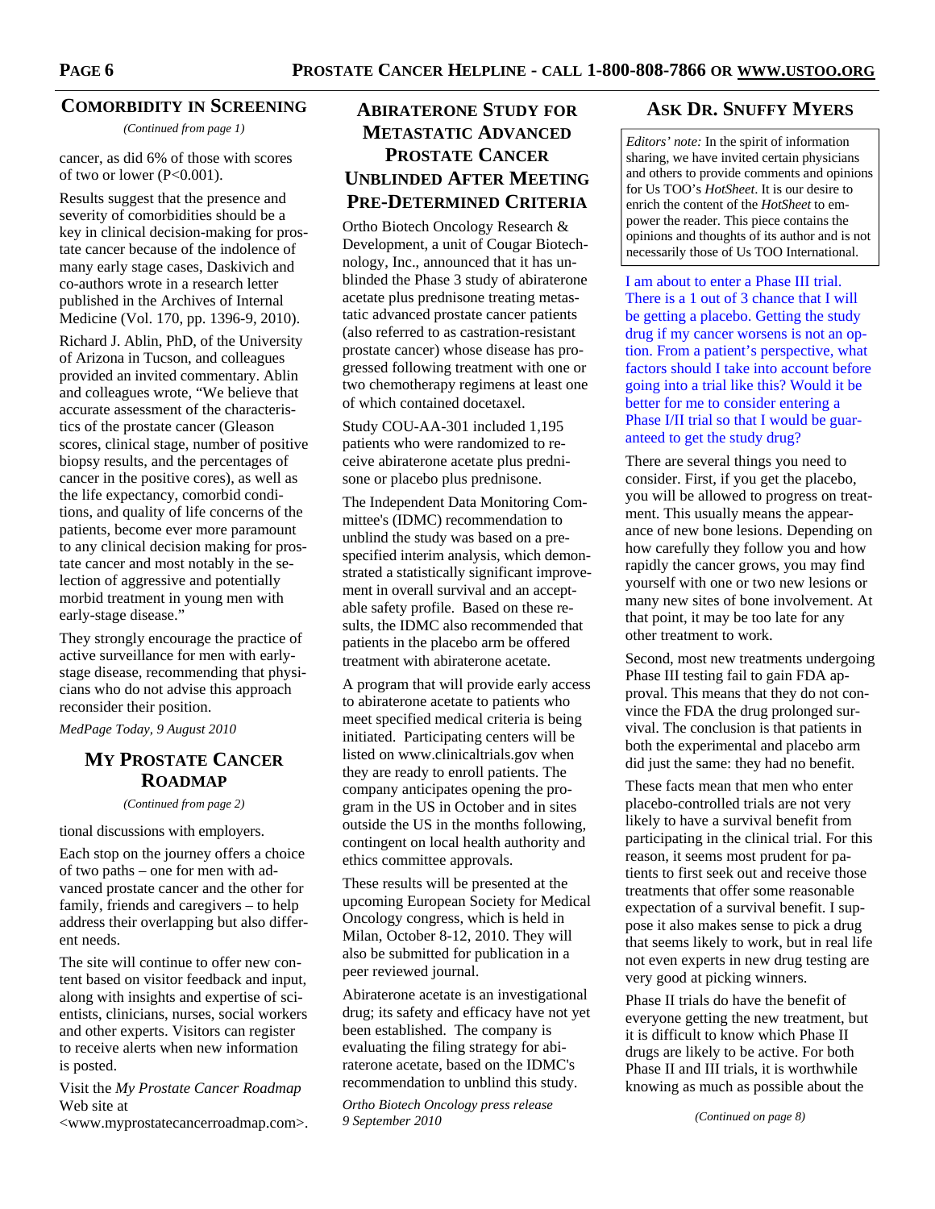## Comorbidity in Screening

*(Continued from page 1)*

cancer, as did 6% of those with scores of two or lower (P<0.001).

Results suggest that the presence and severity of comorbidities should be a key in clinical decision-making for prostate cancer because of the indolence of many early stage cases, Daskivich and co-authors wrote in a research letter published in the Archives of Internal Medicine (Vol. 170, pp. 1396-9, 2010).

Richard J. Ablin, PhD, of the University of Arizona in Tucson, and colleagues provided an invited commentary. Ablin and colleagues wrote, "We believe that accurate assessment of the characteristics of the prostate cancer (Gleason scores, clinical stage, number of positive biopsy results, and the percentages of cancer in the positive cores), as well as the life expectancy, comorbid conditions, and quality of life concerns of the patients, become ever more paramount to any clinical decision making for prostate cancer and most notably in the selection of aggressive and potentially morbid treatment in young men with early-stage disease."

They strongly encourage the practice of active surveillance for men with early-stage disease, recommending that physicians who do not advise this approach reconsider their position.

*MedPage Today, 9 August 2010*

## My Prostate Cancer Roadmap

*(Continued from page 2)*

tional discussions with employers.

Each stop on the journey offers a choice of two paths – one for men with advanced prostate cancer and the other for family, friends and caregivers – to help address their overlapping but also different needs.

The site will continue to offer new content based on visitor feedback and input, along with insights and expertise of scientists, clinicians, nurses, social workers and other experts. Visitors can register to receive alerts when new information is posted.

Visit the *My Prostate Cancer Roadmap* Web site at <www.myprostatecancerroadmap.com>.

## Abiraterone Study for Metastatic Advanced Prostate Cancer Unblinded After Meeting Pre-Determined Criteria

Ortho Biotech Oncology Research & Development, a unit of Cougar Biotechnology, Inc., announced that it has unblinded the Phase 3 study of abiraterone acetate plus prednisone treating metastatic advanced prostate cancer patients (also referred to as castration-resistant prostate cancer) whose disease has progressed following treatment with one or two chemotherapy regimens at least one of which contained docetaxel.

Study COU-AA-301 included 1,195 patients who were randomized to receive abiraterone acetate plus prednisone or placebo plus prednisone.

The Independent Data Monitoring Committee's (IDMC) recommendation to unblind the study was based on a pre-specified interim analysis, which demonstrated a statistically significant improvement in overall survival and an acceptable safety profile. Based on these results, the IDMC also recommended that patients in the placebo arm be offered treatment with abiraterone acetate.

A program that will provide early access to abiraterone acetate to patients who meet specified medical criteria is being initiated. Participating centers will be listed on www.clinicaltrials.gov when they are ready to enroll patients. The company anticipates opening the program in the US in October and in sites outside the US in the months following, contingent on local health authority and ethics committee approvals.

These results will be presented at the upcoming European Society for Medical Oncology congress, which is held in Milan, October 8-12, 2010. They will also be submitted for publication in a peer reviewed journal.

Abiraterone acetate is an investigational drug; its safety and efficacy have not yet been established. The company is evaluating the filing strategy for abiraterone acetate, based on the IDMC's recommendation to unblind this study.

*Ortho Biotech Oncology press release 9 September 2010*

## Ask Dr. Snuffy Myers

*Editors' note:* In the spirit of information sharing, we have invited certain physicians and others to provide comments and opinions for Us TOO's *HotSheet*. It is our desire to enrich the content of the *HotSheet* to empower the reader. This piece contains the opinions and thoughts of its author and is not necessarily those of Us TOO International.

I am about to enter a Phase III trial. There is a 1 out of 3 chance that I will be getting a placebo. Getting the study drug if my cancer worsens is not an option. From a patient's perspective, what factors should I take into account before going into a trial like this? Would it be better for me to consider entering a Phase I/II trial so that I would be guaranteed to get the study drug?

There are several things you need to consider. First, if you get the placebo, you will be allowed to progress on treatment. This usually means the appearance of new bone lesions. Depending on how carefully they follow you and how rapidly the cancer grows, you may find yourself with one or two new lesions or many new sites of bone involvement. At that point, it may be too late for any other treatment to work.

Second, most new treatments undergoing Phase III testing fail to gain FDA approval. This means that they do not convince the FDA the drug prolonged survival. The conclusion is that patients in both the experimental and placebo arm did just the same: they had no benefit.

These facts mean that men who enter placebo-controlled trials are not very likely to have a survival benefit from participating in the clinical trial. For this reason, it seems most prudent for patients to first seek out and receive those treatments that offer some reasonable expectation of a survival benefit. I suppose it also makes sense to pick a drug that seems likely to work, but in real life not even experts in new drug testing are very good at picking winners.

Phase II trials do have the benefit of everyone getting the new treatment, but it is difficult to know which Phase II drugs are likely to be active. For both Phase II and III trials, it is worthwhile knowing as much as possible about the

*(Continued on page 8)*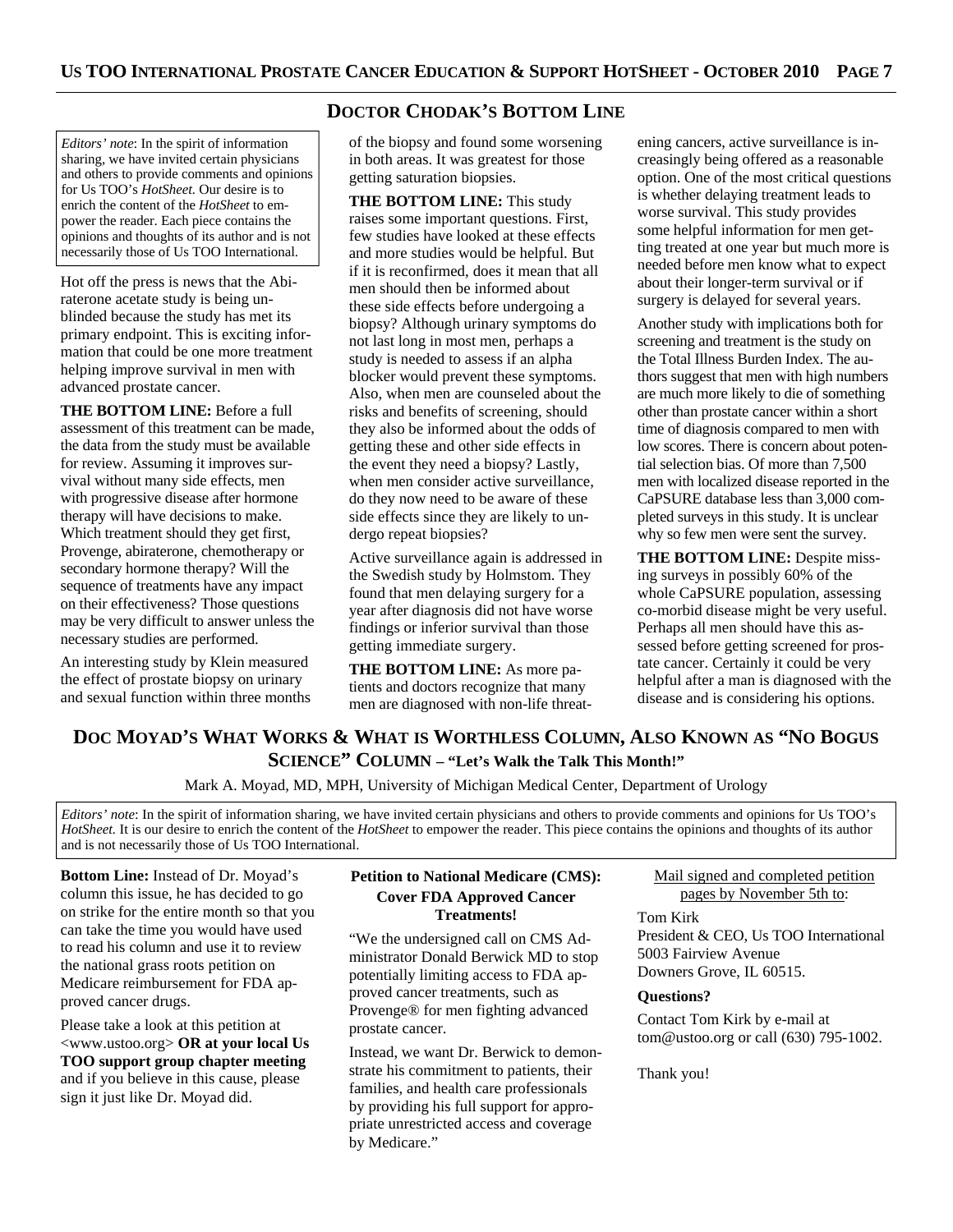## DOCTOR CHODAK'S BOTTOM LINE

*Editors' note*: In the spirit of information sharing, we have invited certain physicians and others to provide comments and opinions for Us TOO's *HotSheet.* Our desire is to enrich the content of the *HotSheet* to empower the reader. Each piece contains the opinions and thoughts of its author and is not necessarily those of Us TOO International.

Hot off the press is news that the Abiraterone acetate study is being unblinded because the study has met its primary endpoint. This is exciting information that could be one more treatment helping improve survival in men with advanced prostate cancer.

**THE BOTTOM LINE:** Before a full assessment of this treatment can be made, the data from the study must be available for review. Assuming it improves survival without many side effects, men with progressive disease after hormone therapy will have decisions to make. Which treatment should they get first, Provenge, abiraterone, chemotherapy or secondary hormone therapy? Will the sequence of treatments have any impact on their effectiveness? Those questions may be very difficult to answer unless the necessary studies are performed.

An interesting study by Klein measured the effect of prostate biopsy on urinary and sexual function within three months of the biopsy and found some worsening in both areas. It was greatest for those getting saturation biopsies.

**THE BOTTOM LINE:** This study raises some important questions. First, few studies have looked at these effects and more studies would be helpful. But if it is reconfirmed, does it mean that all men should then be informed about these side effects before undergoing a biopsy? Although urinary symptoms do not last long in most men, perhaps a study is needed to assess if an alpha blocker would prevent these symptoms. Also, when men are counseled about the risks and benefits of screening, should they also be informed about the odds of getting these and other side effects in the event they need a biopsy? Lastly, when men consider active surveillance, do they now need to be aware of these side effects since they are likely to undergo repeat biopsies?

Active surveillance again is addressed in the Swedish study by Holmstom. They found that men delaying surgery for a year after diagnosis did not have worse findings or inferior survival than those getting immediate surgery.

**THE BOTTOM LINE:** As more patients and doctors recognize that many men are diagnosed with non-life threatening cancers, active surveillance is increasingly being offered as a reasonable option. One of the most critical questions is whether delaying treatment leads to worse survival. This study provides some helpful information for men getting treated at one year but much more is needed before men know what to expect about their longer-term survival or if surgery is delayed for several years.

Another study with implications both for screening and treatment is the study on the Total Illness Burden Index. The authors suggest that men with high numbers are much more likely to die of something other than prostate cancer within a short time of diagnosis compared to men with low scores. There is concern about potential selection bias. Of more than 7,500 men with localized disease reported in the CaPSURE database less than 3,000 completed surveys in this study. It is unclear why so few men were sent the survey.

**THE BOTTOM LINE:** Despite missing surveys in possibly 60% of the whole CaPSURE population, assessing co-morbid disease might be very useful. Perhaps all men should have this assessed before getting screened for prostate cancer. Certainly it could be very helpful after a man is diagnosed with the disease and is considering his options.

## DOC MOYAD'S WHAT WORKS & WHAT IS WORTHLESS COLUMN, ALSO KNOWN AS "NO BOGUS SCIENCE" COLUMN – "Let's Walk the Talk This Month!"

Mark A. Moyad, MD, MPH, University of Michigan Medical Center, Department of Urology

*Editors' note*: In the spirit of information sharing, we have invited certain physicians and others to provide comments and opinions for Us TOO's *HotSheet.* It is our desire to enrich the content of the *HotSheet* to empower the reader. This piece contains the opinions and thoughts of its author and is not necessarily those of Us TOO International.

**Bottom Line:** Instead of Dr. Moyad's column this issue, he has decided to go on strike for the entire month so that you can take the time you would have used to read his column and use it to review the national grass roots petition on Medicare reimbursement for FDA approved cancer drugs.

Please take a look at this petition at <www.ustoo.org> **OR at your local Us TOO support group chapter meeting** and if you believe in this cause, please sign it just like Dr. Moyad did.

**Petition to National Medicare (CMS): Cover FDA Approved Cancer Treatments!**

"We the undersigned call on CMS Administrator Donald Berwick MD to stop potentially limiting access to FDA approved cancer treatments, such as Provenge® for men fighting advanced prostate cancer.

Instead, we want Dr. Berwick to demonstrate his commitment to patients, their families, and health care professionals by providing his full support for appropriate unrestricted access and coverage by Medicare."

Mail signed and completed petition pages by November 5th to:

Tom Kirk
President & CEO, Us TOO International
5003 Fairview Avenue
Downers Grove, IL 60515.

**Questions?**

Contact Tom Kirk by e-mail at tom@ustoo.org or call (630) 795-1002.

Thank you!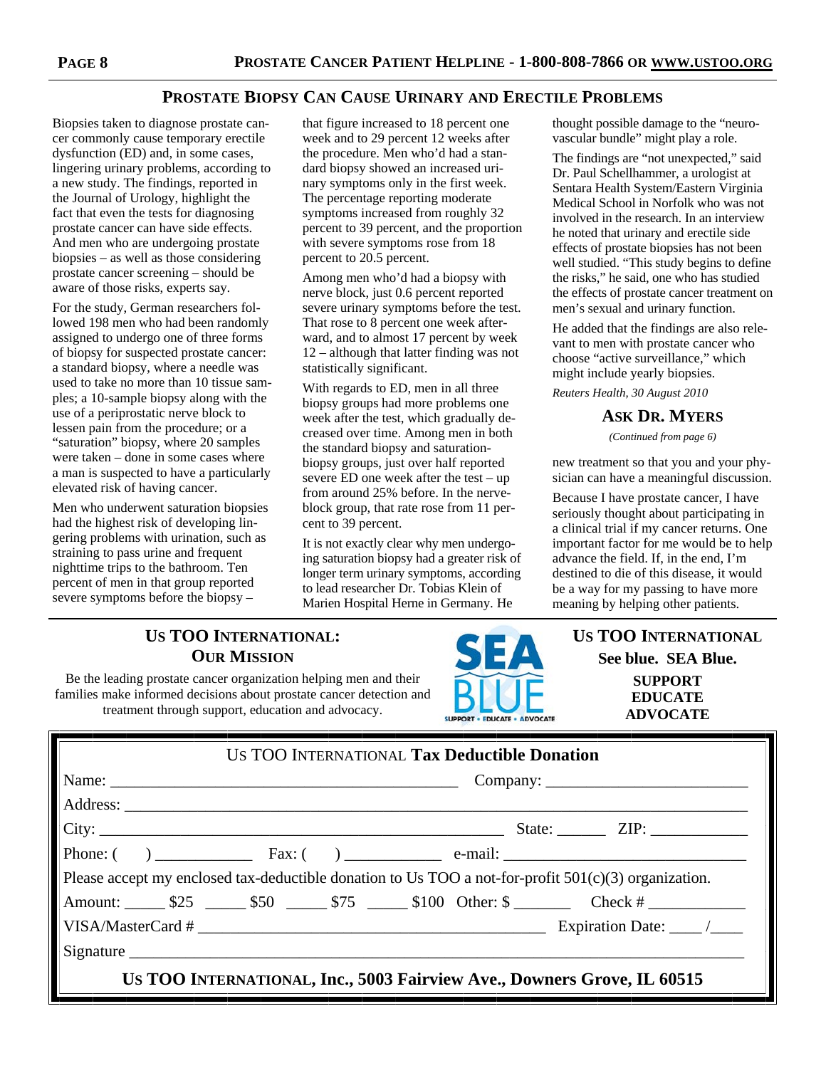## Prostate Biopsy Can Cause Urinary and Erectile Problems

Biopsies taken to diagnose prostate cancer commonly cause temporary erectile dysfunction (ED) and, in some cases, lingering urinary problems, according to a new study. The findings, reported in the Journal of Urology, highlight the fact that even the tests for diagnosing prostate cancer can have side effects. And men who are undergoing prostate biopsies – as well as those considering prostate cancer screening – should be aware of those risks, experts say.

For the study, German researchers followed 198 men who had been randomly assigned to undergo one of three forms of biopsy for suspected prostate cancer: a standard biopsy, where a needle was used to take no more than 10 tissue samples; a 10-sample biopsy along with the use of a periprostatic nerve block to lessen pain from the procedure; or a "saturation" biopsy, where 20 samples were taken – done in some cases where a man is suspected to have a particularly elevated risk of having cancer.

Men who underwent saturation biopsies had the highest risk of developing lingering problems with urination, such as straining to pass urine and frequent nighttime trips to the bathroom. Ten percent of men in that group reported severe symptoms before the biopsy – that figure increased to 18 percent one week and to 29 percent 12 weeks after the procedure. Men who'd had a standard biopsy showed an increased urinary symptoms only in the first week. The percentage reporting moderate symptoms increased from roughly 32 percent to 39 percent, and the proportion with severe symptoms rose from 18 percent to 20.5 percent.

Among men who'd had a biopsy with nerve block, just 0.6 percent reported severe urinary symptoms before the test. That rose to 8 percent one week afterward, and to almost 17 percent by week 12 – although that latter finding was not statistically significant.

With regards to ED, men in all three biopsy groups had more problems one week after the test, which gradually decreased over time. Among men in both the standard biopsy and saturation-biopsy groups, just over half reported severe ED one week after the test – up from around 25% before. In the nerve-block group, that rate rose from 11 percent to 39 percent.

It is not exactly clear why men undergoing saturation biopsy had a greater risk of longer term urinary symptoms, according to lead researcher Dr. Tobias Klein of Marien Hospital Herne in Germany. He thought possible damage to the "neurovascular bundle" might play a role.

The findings are "not unexpected," said Dr. Paul Schellhammer, a urologist at Sentara Health System/Eastern Virginia Medical School in Norfolk who was not involved in the research. In an interview he noted that urinary and erectile side effects of prostate biopsies has not been well studied. "This study begins to define the risks," he said, one who has studied the effects of prostate cancer treatment on men's sexual and urinary function.

He added that the findings are also relevant to men with prostate cancer who choose "active surveillance," which might include yearly biopsies.

*Reuters Health, 30 August 2010*

## Ask Dr. Myers

*(Continued from page 6)*

new treatment so that you and your physician can have a meaningful discussion.

Because I have prostate cancer, I have seriously thought about participating in a clinical trial if my cancer returns. One important factor for me would be to help advance the field. If, in the end, I'm destined to die of this disease, it would be a way for my passing to have more meaning by helping other patients.

## Us TOO International: Our Mission

Be the leading prostate cancer organization helping men and their families make informed decisions about prostate cancer detection and treatment through support, education and advocacy.

SEA BLUE
SUPPORT • EDUCATE • ADVOCATE

## Us TOO International

**See blue. SEA Blue.**

**SUPPORT**
**EDUCATE**
**ADVOCATE**

### Us TOO International **Tax Deductible Donation**

Name: ________________________ Company: ________________________

Address: ________________________________________________

City: ________________________ State: ______ ZIP: ____________

Phone: ( ) ____________ Fax: ( ) ____________ e-mail: ________________________

Please accept my enclosed tax-deductible donation to Us TOO a not-for-profit 501(c)(3) organization.

Amount: _____ $25 _____ $50 _____ $75 _____ $100 Other: $ _______ Check # ____________

VISA/MasterCard # ________________________ Expiration Date: ____ /____

Signature ________________________________________________

**Us TOO International, Inc., 5003 Fairview Ave., Downers Grove, IL 60515**